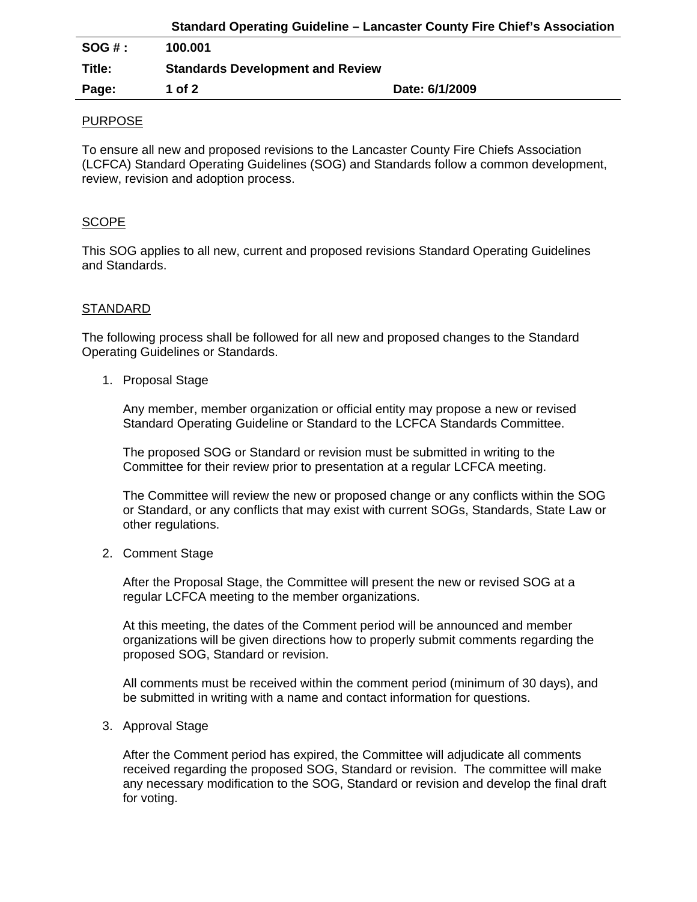**Standard Operating Guideline – Lancaster County Fire Chief's Association**

| | | |
|---|---|---|
| **SOG # :** | **100.001** | |
| **Title:** | **Standards Development and Review** | |
| **Page:** | **1 of 2** | **Date: 6/1/2009** |

## PURPOSE

To ensure all new and proposed revisions to the Lancaster County Fire Chiefs Association (LCFCA) Standard Operating Guidelines (SOG) and Standards follow a common development, review, revision and adoption process.

## SCOPE

This SOG applies to all new, current and proposed revisions Standard Operating Guidelines and Standards.

## STANDARD

The following process shall be followed for all new and proposed changes to the Standard Operating Guidelines or Standards.

1. Proposal Stage

   Any member, member organization or official entity may propose a new or revised Standard Operating Guideline or Standard to the LCFCA Standards Committee.

   The proposed SOG or Standard or revision must be submitted in writing to the Committee for their review prior to presentation at a regular LCFCA meeting.

   The Committee will review the new or proposed change or any conflicts within the SOG or Standard, or any conflicts that may exist with current SOGs, Standards, State Law or other regulations.

2. Comment Stage

   After the Proposal Stage, the Committee will present the new or revised SOG at a regular LCFCA meeting to the member organizations.

   At this meeting, the dates of the Comment period will be announced and member organizations will be given directions how to properly submit comments regarding the proposed SOG, Standard or revision.

   All comments must be received within the comment period (minimum of 30 days), and be submitted in writing with a name and contact information for questions.

3. Approval Stage

   After the Comment period has expired, the Committee will adjudicate all comments received regarding the proposed SOG, Standard or revision. The committee will make any necessary modification to the SOG, Standard or revision and develop the final draft for voting.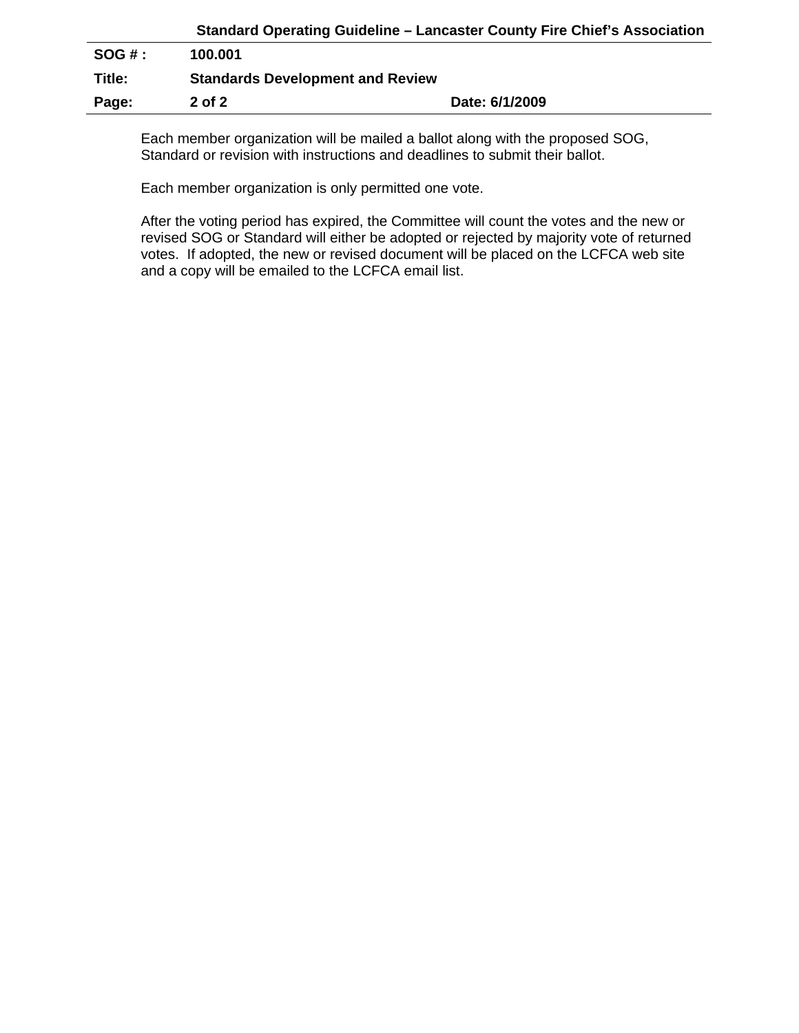Each member organization will be mailed a ballot along with the proposed SOG, Standard or revision with instructions and deadlines to submit their ballot.

Each member organization is only permitted one vote.

After the voting period has expired, the Committee will count the votes and the new or revised SOG or Standard will either be adopted or rejected by majority vote of returned votes. If adopted, the new or revised document will be placed on the LCFCA web site and a copy will be emailed to the LCFCA email list.